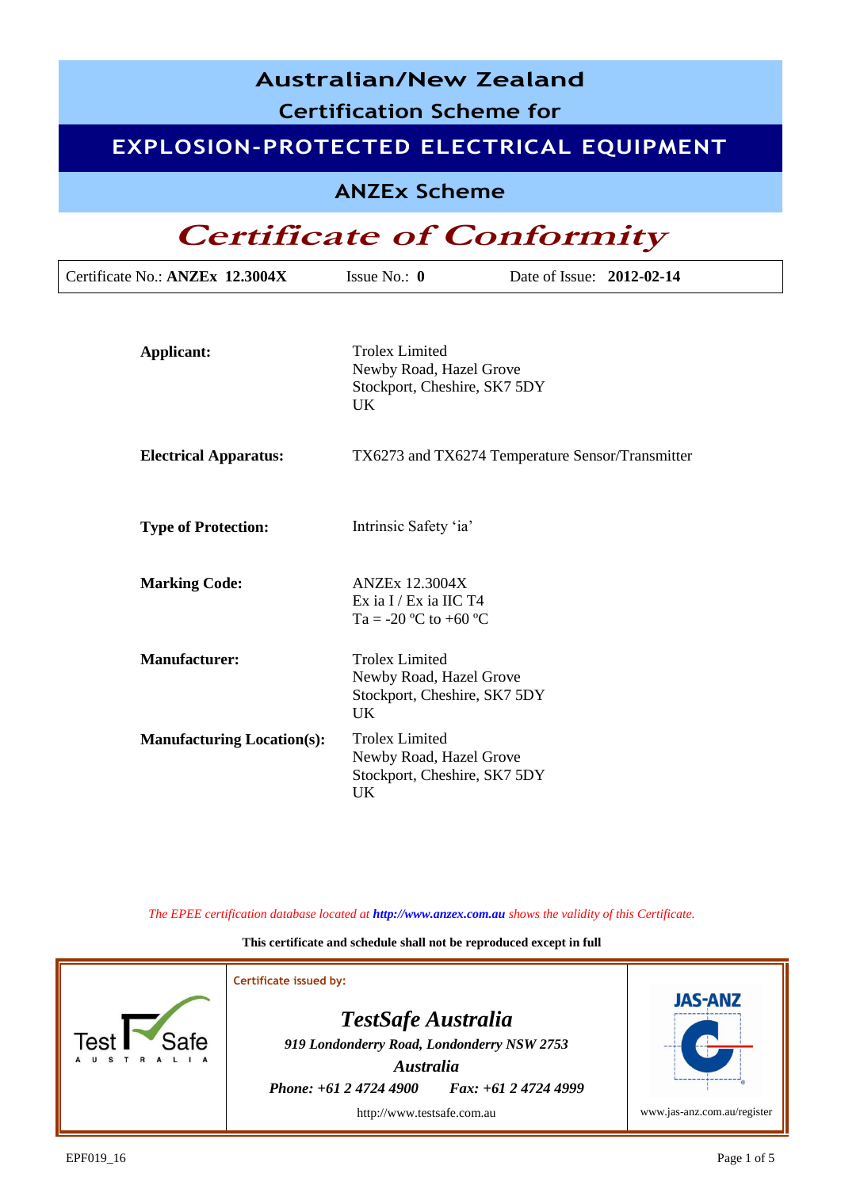# Australian/New Zealand Certification Scheme for

## EXPLOSION-PROTECTED ELECTRICAL EQUIPMENT

### ANZEx Scheme

# *Certificate of Conformity*

| Certificate No.: **ANZEx 12.3004X** | Issue No.: **0** | Date of Issue: **2012-02-14** |
|---|---|---|

| | |
|---|---|
| **Applicant:** | Trolex Limited<br>Newby Road, Hazel Grove<br>Stockport, Cheshire, SK7 5DY<br>UK |
| **Electrical Apparatus:** | TX6273 and TX6274 Temperature Sensor/Transmitter |
| **Type of Protection:** | Intrinsic Safety 'ia' |
| **Marking Code:** | ANZEx 12.3004X<br>Ex ia I / Ex ia IIC T4<br>Ta = -20 ºC to +60 ºC |
| **Manufacturer:** | Trolex Limited<br>Newby Road, Hazel Grove<br>Stockport, Cheshire, SK7 5DY<br>UK |
| **Manufacturing Location(s):** | Trolex Limited<br>Newby Road, Hazel Grove<br>Stockport, Cheshire, SK7 5DY<br>UK |

*The EPEE certification database located at **http://www.anzex.com.au** shows the validity of this Certificate.*

**This certificate and schedule shall not be reproduced except in full**

Certificate issued by:

***TestSafe Australia***
*919 Londonderry Road, Londonderry NSW 2753*
***Australia***
***Phone: +61 2 4724 4900 Fax: +61 2 4724 4999***
http://www.testsafe.com.au

JAS-ANZ
www.jas-anz.com.au/register

EPF019_16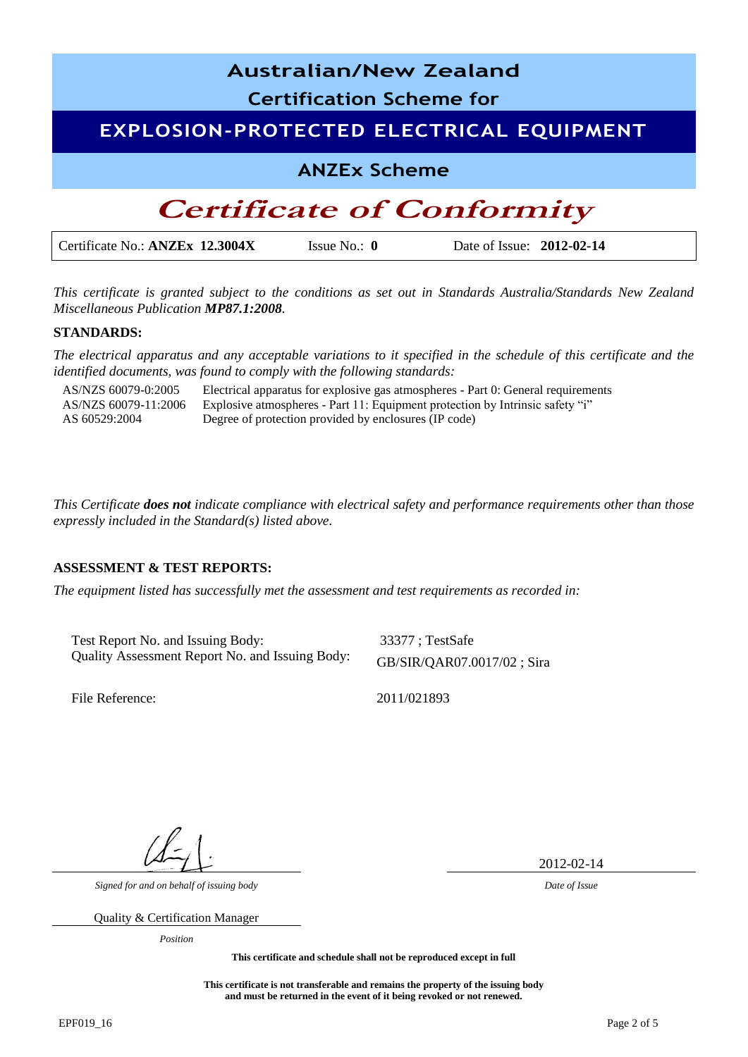# Australian/New Zealand

## Certification Scheme for

## EXPLOSION-PROTECTED ELECTRICAL EQUIPMENT

## ANZEx Scheme

# *Certificate of Conformity*

| Certificate No.: **ANZEx 12.3004X** | Issue No.: **0** | Date of Issue: **2012-02-14** |
|---|---|---|

*This certificate is granted subject to the conditions as set out in Standards Australia/Standards New Zealand Miscellaneous Publication **MP87.1:2008**.*

**STANDARDS:**

*The electrical apparatus and any acceptable variations to it specified in the schedule of this certificate and the identified documents, was found to comply with the following standards:*

| | |
|---|---|
| AS/NZS 60079-0:2005 | Electrical apparatus for explosive gas atmospheres - Part 0: General requirements |
| AS/NZS 60079-11:2006 | Explosive atmospheres - Part 11: Equipment protection by Intrinsic safety "i" |
| AS 60529:2004 | Degree of protection provided by enclosures (IP code) |

*This Certificate **does not** indicate compliance with electrical safety and performance requirements other than those expressly included in the Standard(s) listed above.*

**ASSESSMENT & TEST REPORTS:**

*The equipment listed has successfully met the assessment and test requirements as recorded in:*

| | |
|---|---|
| Test Report No. and Issuing Body: | 33377 ; TestSafe |
| Quality Assessment Report No. and Issuing Body: | GB/SIR/QAR07.0017/02 ; Sira |
| File Reference: | 2011/021893 |

*Signed for and on behalf of issuing body*

Quality & Certification Manager

*Position*

2012-02-14

*Date of Issue*

**This certificate and schedule shall not be reproduced except in full**

**This certificate is not transferable and remains the property of the issuing body and must be returned in the event of it being revoked or not renewed.**

EPF019_16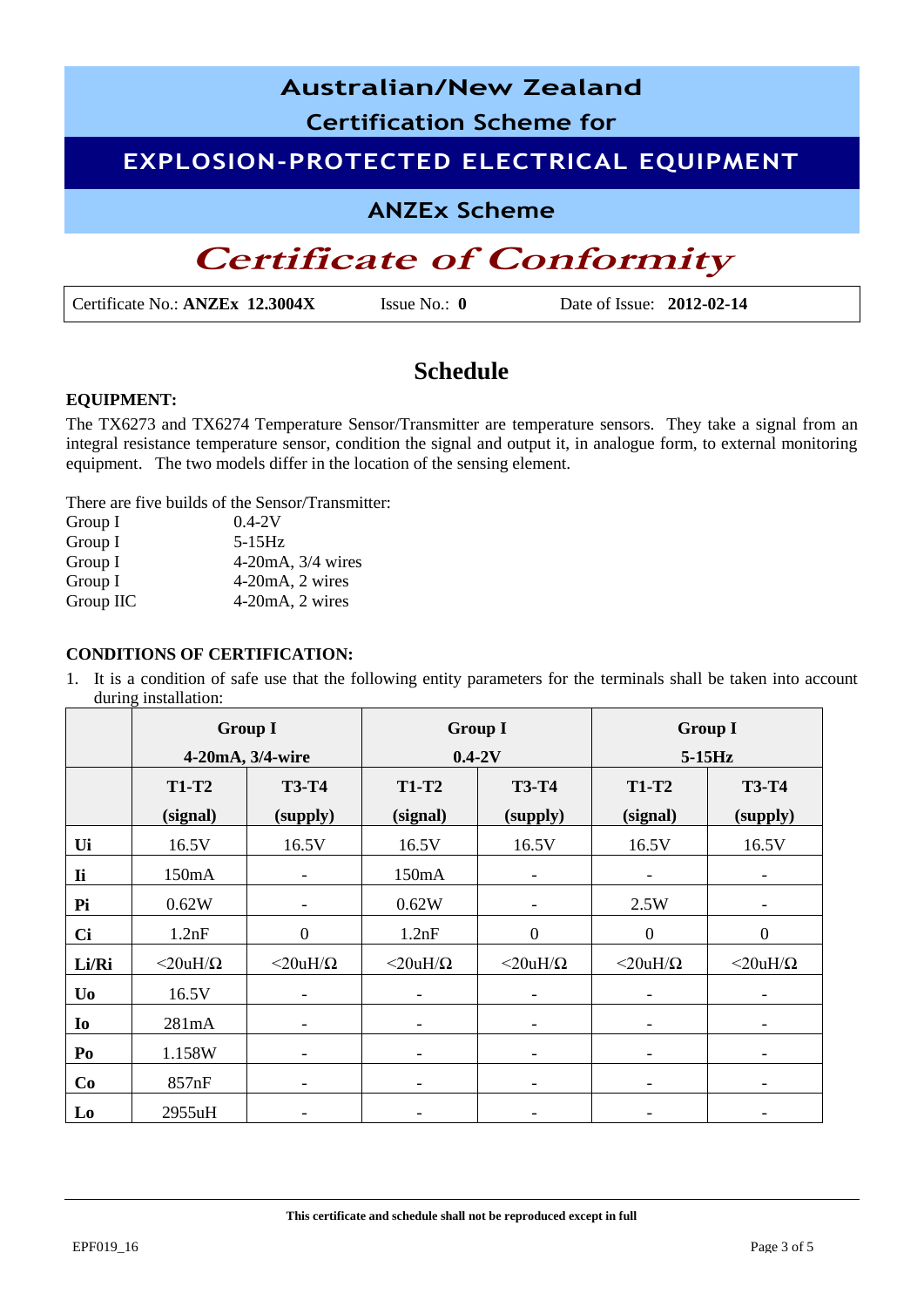# Australian/New Zealand Certification Scheme for

## EXPLOSION-PROTECTED ELECTRICAL EQUIPMENT

### ANZEx Scheme

# *Certificate of Conformity*

| Certificate No.: **ANZEx 12.3004X** | Issue No.: **0** | Date of Issue: **2012-02-14** |
|---|---|---|

## Schedule

**EQUIPMENT:**

The TX6273 and TX6274 Temperature Sensor/Transmitter are temperature sensors. They take a signal from an integral resistance temperature sensor, condition the signal and output it, in analogue form, to external monitoring equipment. The two models differ in the location of the sensing element.

There are five builds of the Sensor/Transmitter:

| | |
|---|---|
| Group I | 0.4-2V |
| Group I | 5-15Hz |
| Group I | 4-20mA, 3/4 wires |
| Group I | 4-20mA, 2 wires |
| Group IIC | 4-20mA, 2 wires |

**CONDITIONS OF CERTIFICATION:**

1. It is a condition of safe use that the following entity parameters for the terminals shall be taken into account during installation:

| | Group I 4-20mA, 3/4-wire | | Group I 0.4-2V | | Group I 5-15Hz | |
|---|---|---|---|---|---|---|
| | T1-T2 (signal) | T3-T4 (supply) | T1-T2 (signal) | T3-T4 (supply) | T1-T2 (signal) | T3-T4 (supply) |
| Ui | 16.5V | 16.5V | 16.5V | 16.5V | 16.5V | 16.5V |
| Ii | 150mA | - | 150mA | - | - | - |
| Pi | 0.62W | - | 0.62W | - | 2.5W | - |
| Ci | 1.2nF | 0 | 1.2nF | 0 | 0 | 0 |
| Li/Ri | <20uH/Ω | <20uH/Ω | <20uH/Ω | <20uH/Ω | <20uH/Ω | <20uH/Ω |
| Uo | 16.5V | - | - | - | - | - |
| Io | 281mA | - | - | - | - | - |
| Po | 1.158W | - | - | - | - | - |
| Co | 857nF | - | - | - | - | - |
| Lo | 2955uH | - | - | - | - | - |

**This certificate and schedule shall not be reproduced except in full**

EPF019_16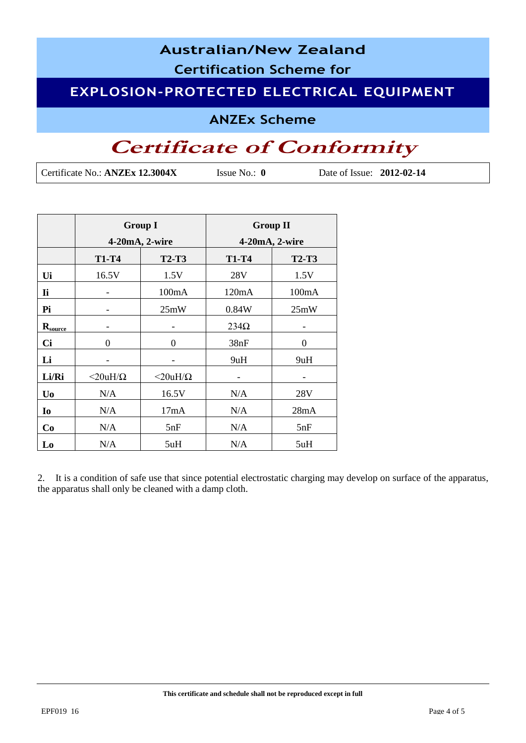# Australian/New Zealand Certification Scheme for

## EXPLOSION-PROTECTED ELECTRICAL EQUIPMENT

### ANZEx Scheme

# *Certificate of Conformity*

Certificate No.: **ANZEx 12.3004X** Issue No.: **0** Date of Issue: **2012-02-14**

| | Group I 4-20mA, 2-wire | | Group II 4-20mA, 2-wire | |
|---|---|---|---|---|
| | **T1-T4** | **T2-T3** | **T1-T4** | **T2-T3** |
| **Ui** | 16.5V | 1.5V | 28V | 1.5V |
| **Ii** | - | 100mA | 120mA | 100mA |
| **Pi** | - | 25mW | 0.84W | 25mW |
| **$R_{source}$** | - | - | 234Ω | - |
| **Ci** | 0 | 0 | 38nF | 0 |
| **Li** | - | - | 9uH | 9uH |
| **Li/Ri** | <20uH/Ω | <20uH/Ω | - | - |
| **Uo** | N/A | 16.5V | N/A | 28V |
| **Io** | N/A | 17mA | N/A | 28mA |
| **Co** | N/A | 5nF | N/A | 5nF |
| **Lo** | N/A | 5uH | N/A | 5uH |

2. It is a condition of safe use that since potential electrostatic charging may develop on surface of the apparatus, the apparatus shall only be cleaned with a damp cloth.

**This certificate and schedule shall not be reproduced except in full**

EPF019 16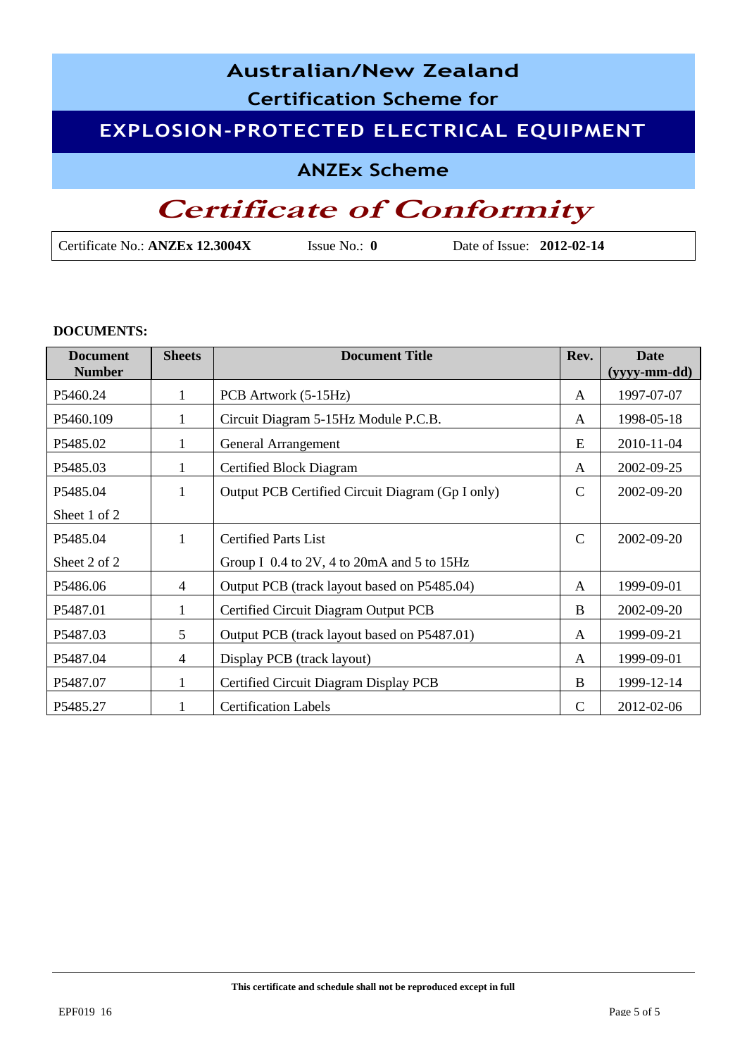# Australian/New Zealand Certification Scheme for

## EXPLOSION-PROTECTED ELECTRICAL EQUIPMENT

### ANZEx Scheme

# *Certificate of Conformity*

| Certificate No.: **ANZEx 12.3004X** | Issue No.: **0** | Date of Issue: **2012-02-14** |
|---|---|---|

**DOCUMENTS:**

| Document Number | Sheets | Document Title | Rev. | Date (yyyy-mm-dd) |
|---|---|---|---|---|
| P5460.24 | 1 | PCB Artwork (5-15Hz) | A | 1997-07-07 |
| P5460.109 | 1 | Circuit Diagram 5-15Hz Module P.C.B. | A | 1998-05-18 |
| P5485.02 | 1 | General Arrangement | E | 2010-11-04 |
| P5485.03 | 1 | Certified Block Diagram | A | 2002-09-25 |
| P5485.04 Sheet 1 of 2 | 1 | Output PCB Certified Circuit Diagram (Gp I only) | C | 2002-09-20 |
| P5485.04 Sheet 2 of 2 | 1 | Certified Parts List Group I 0.4 to 2V, 4 to 20mA and 5 to 15Hz | C | 2002-09-20 |
| P5486.06 | 4 | Output PCB (track layout based on P5485.04) | A | 1999-09-01 |
| P5487.01 | 1 | Certified Circuit Diagram Output PCB | B | 2002-09-20 |
| P5487.03 | 5 | Output PCB (track layout based on P5487.01) | A | 1999-09-21 |
| P5487.04 | 4 | Display PCB (track layout) | A | 1999-09-01 |
| P5487.07 | 1 | Certified Circuit Diagram Display PCB | B | 1999-12-14 |
| P5485.27 | 1 | Certification Labels | C | 2012-02-06 |

**This certificate and schedule shall not be reproduced except in full**

EPF019 16